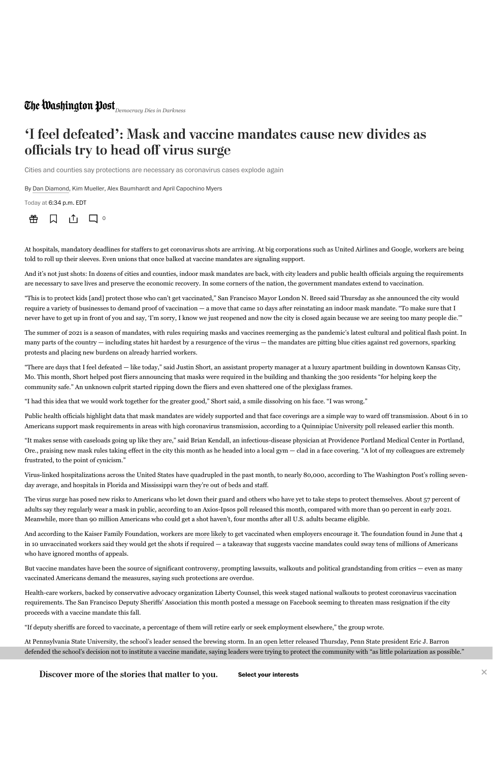The Washington Post *Democracy Dies in Darkness*

# 'I feel defeated': Mask and vaccine mandates cause new divides as officials try to head off virus surge

Cities and counties say protections are necessary as coronavirus cases explode again

By Dan Diamond, Kim Mueller, Alex Baumhardt and April Capochino Myers

Today at 6:34 p.m. EDT

At hospitals, mandatory deadlines for staffers to get coronavirus shots are arriving. At big corporations such as United Airlines and Google, workers are being told to roll up their sleeves. Even unions that once balked at vaccine mandates are signaling support.

And it's not just shots: In dozens of cities and counties, indoor mask mandates are back, with city leaders and public health officials arguing the requirements are necessary to save lives and preserve the economic recovery. In some corners of the nation, the government mandates extend to vaccination.

"This is to protect kids [and] protect those who can't get vaccinated," San Francisco Mayor London N. Breed said Thursday as she announced the city would require a variety of businesses to demand proof of vaccination — a move that came 10 days after reinstating an indoor mask mandate. "To make sure that I never have to get up in front of you and say, 'I'm sorry, I know we just reopened and now the city is closed again because we are seeing too many people die.'"

The summer of 2021 is a season of mandates, with rules requiring masks and vaccines reemerging as the pandemic's latest cultural and political flash point. In many parts of the country — including states hit hardest by a resurgence of the virus — the mandates are pitting blue cities against red governors, sparking protests and placing new burdens on already harried workers.

"There are days that I feel defeated — like today," said Justin Short, an assistant property manager at a luxury apartment building in downtown Kansas City, Mo. This month, Short helped post fliers announcing that masks were required in the building and thanking the 300 residents "for helping keep the community safe." An unknown culprit started ripping down the fliers and even shattered one of the plexiglass frames.

"I had this idea that we would work together for the greater good," Short said, a smile dissolving on his face. "I was wrong."

Public health officials highlight data that mask mandates are widely supported and that face coverings are a simple way to ward off transmission. About 6 in 10 Americans support mask requirements in areas with high coronavirus transmission, according to a Quinnipiac University poll released earlier this month.

"It makes sense with caseloads going up like they are," said Brian Kendall, an infectious-disease physician at Providence Portland Medical Center in Portland, Ore., praising new mask rules taking effect in the city this month as he headed into a local gym — clad in a face covering. "A lot of my colleagues are extremely frustrated, to the point of cynicism."

Virus-linked hospitalizations across the United States have quadrupled in the past month, to nearly 80,000, according to The Washington Post's rolling seven-day average, and hospitals in Florida and Mississippi warn they're out of beds and staff.

The virus surge has posed new risks to Americans who let down their guard and others who have yet to take steps to protect themselves. About 57 percent of adults say they regularly wear a mask in public, according to an Axios-Ipsos poll released this month, compared with more than 90 percent in early 2021. Meanwhile, more than 90 million Americans who could get a shot haven't, four months after all U.S. adults became eligible.

And according to the Kaiser Family Foundation, workers are more likely to get vaccinated when employers encourage it. The foundation found in June that 4 in 10 unvaccinated workers said they would get the shots if required — a takeaway that suggests vaccine mandates could sway tens of millions of Americans who have ignored months of appeals.

But vaccine mandates have been the source of significant controversy, prompting lawsuits, walkouts and political grandstanding from critics — even as many vaccinated Americans demand the measures, saying such protections are overdue.

Health-care workers, backed by conservative advocacy organization Liberty Counsel, this week staged national walkouts to protest coronavirus vaccination requirements. The San Francisco Deputy Sheriffs' Association this month posted a message on Facebook seeming to threaten mass resignation if the city proceeds with a vaccine mandate this fall.

"If deputy sheriffs are forced to vaccinate, a percentage of them will retire early or seek employment elsewhere," the group wrote.

At Pennsylvania State University, the school's leader sensed the brewing storm. In an open letter released Thursday, Penn State president Eric J. Barron defended the school's decision not to institute a vaccine mandate, saying leaders were trying to protect the community with "as little polarization as possible."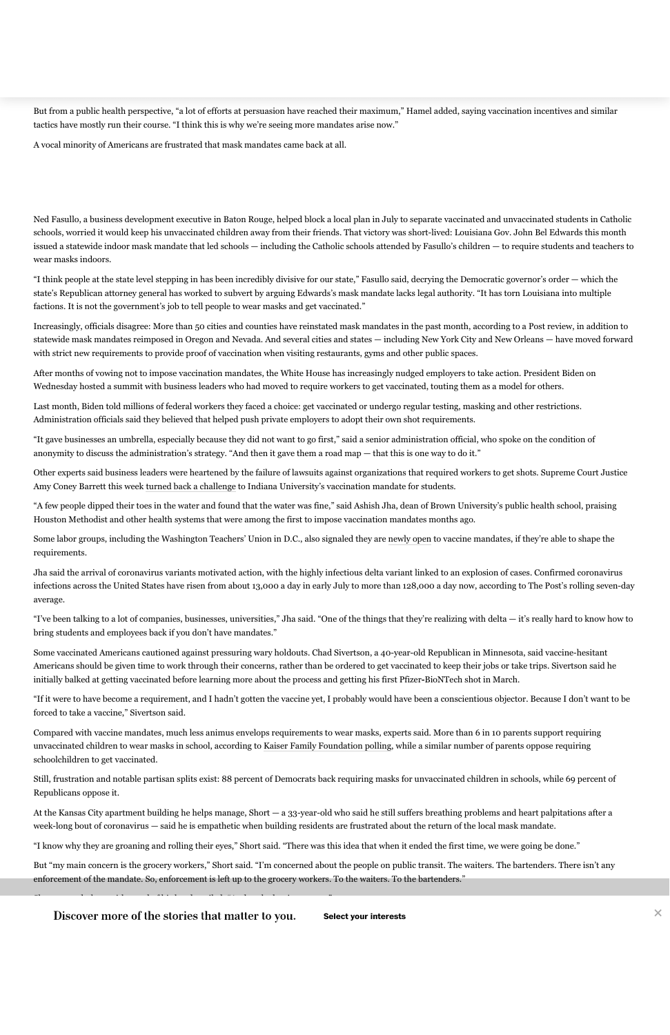But from a public health perspective, "a lot of efforts at persuasion have reached their maximum," Hamel added, saying vaccination incentives and similar tactics have mostly run their course. "I think this is why we're seeing more mandates arise now."

A vocal minority of Americans are frustrated that mask mandates came back at all.

Ned Fasullo, a business development executive in Baton Rouge, helped block a local plan in July to separate vaccinated and unvaccinated students in Catholic schools, worried it would keep his unvaccinated children away from their friends. That victory was short-lived: Louisiana Gov. John Bel Edwards this month issued a statewide indoor mask mandate that led schools — including the Catholic schools attended by Fasullo's children — to require students and teachers to wear masks indoors.

"I think people at the state level stepping in has been incredibly divisive for our state," Fasullo said, decrying the Democratic governor's order — which the state's Republican attorney general has worked to subvert by arguing Edwards's mask mandate lacks legal authority. "It has torn Louisiana into multiple factions. It is not the government's job to tell people to wear masks and get vaccinated."

Increasingly, officials disagree: More than 50 cities and counties have reinstated mask mandates in the past month, according to a Post review, in addition to statewide mask mandates reimposed in Oregon and Nevada. And several cities and states — including New York City and New Orleans — have moved forward with strict new requirements to provide proof of vaccination when visiting restaurants, gyms and other public spaces.

After months of vowing not to impose vaccination mandates, the White House has increasingly nudged employers to take action. President Biden on Wednesday hosted a summit with business leaders who had moved to require workers to get vaccinated, touting them as a model for others.

Last month, Biden told millions of federal workers they faced a choice: get vaccinated or undergo regular testing, masking and other restrictions. Administration officials said they believed that helped push private employers to adopt their own shot requirements.

"It gave businesses an umbrella, especially because they did not want to go first," said a senior administration official, who spoke on the condition of anonymity to discuss the administration's strategy. "And then it gave them a road map — that this is one way to do it."

Other experts said business leaders were heartened by the failure of lawsuits against organizations that required workers to get shots. Supreme Court Justice Amy Coney Barrett this week turned back a challenge to Indiana University's vaccination mandate for students.

"A few people dipped their toes in the water and found that the water was fine," said Ashish Jha, dean of Brown University's public health school, praising Houston Methodist and other health systems that were among the first to impose vaccination mandates months ago.

Some labor groups, including the Washington Teachers' Union in D.C., also signaled they are newly open to vaccine mandates, if they're able to shape the requirements.

Jha said the arrival of coronavirus variants motivated action, with the highly infectious delta variant linked to an explosion of cases. Confirmed coronavirus infections across the United States have risen from about 13,000 a day in early July to more than 128,000 a day now, according to The Post's rolling seven-day average.

"I've been talking to a lot of companies, businesses, universities," Jha said. "One of the things that they're realizing with delta — it's really hard to know how to bring students and employees back if you don't have mandates."

Some vaccinated Americans cautioned against pressuring wary holdouts. Chad Sivertson, a 40-year-old Republican in Minnesota, said vaccine-hesitant Americans should be given time to work through their concerns, rather than be ordered to get vaccinated to keep their jobs or take trips. Sivertson said he initially balked at getting vaccinated before learning more about the process and getting his first Pfizer-BioNTech shot in March.

"If it were to have become a requirement, and I hadn't gotten the vaccine yet, I probably would have been a conscientious objector. Because I don't want to be forced to take a vaccine," Sivertson said.

Compared with vaccine mandates, much less animus envelops requirements to wear masks, experts said. More than 6 in 10 parents support requiring unvaccinated children to wear masks in school, according to Kaiser Family Foundation polling, while a similar number of parents oppose requiring schoolchildren to get vaccinated.

Still, frustration and notable partisan splits exist: 88 percent of Democrats back requiring masks for unvaccinated children in schools, while 69 percent of Republicans oppose it.

At the Kansas City apartment building he helps manage, Short — a 33-year-old who said he still suffers breathing problems and heart palpitations after a week-long bout of coronavirus — said he is empathetic when building residents are frustrated about the return of the local mask mandate.

"I know why they are groaning and rolling their eyes," Short said. "There was this idea that when it ended the first time, we were going be done."

But "my main concern is the grocery workers," Short said. "I'm concerned about the people on public transit. The waiters. The bartenders. There isn't any enforcement of the mandate. So, enforcement is left up to the grocery workers. To the waiters. To the bartenders."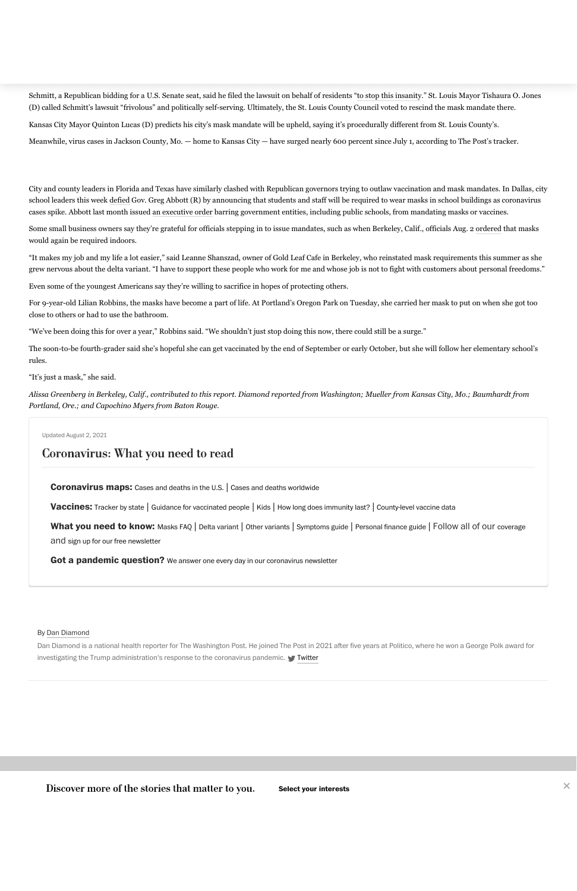Schmitt, a Republican bidding for a U.S. Senate seat, said he filed the lawsuit on behalf of residents "to stop this insanity." St. Louis Mayor Tishaura O. Jones (D) called Schmitt's lawsuit "frivolous" and politically self-serving. Ultimately, the St. Louis County Council voted to rescind the mask mandate there.

Kansas City Mayor Quinton Lucas (D) predicts his city's mask mandate will be upheld, saying it's procedurally different from St. Louis County's.

Meanwhile, virus cases in Jackson County, Mo. — home to Kansas City — have surged nearly 600 percent since July 1, according to The Post's tracker.

City and county leaders in Florida and Texas have similarly clashed with Republican governors trying to outlaw vaccination and mask mandates. In Dallas, city school leaders this week defied Gov. Greg Abbott (R) by announcing that students and staff will be required to wear masks in school buildings as coronavirus cases spike. Abbott last month issued an executive order barring government entities, including public schools, from mandating masks or vaccines.

Some small business owners say they're grateful for officials stepping in to issue mandates, such as when Berkeley, Calif., officials Aug. 2 ordered that masks would again be required indoors.

"It makes my job and my life a lot easier," said Leanne Shanszad, owner of Gold Leaf Cafe in Berkeley, who reinstated mask requirements this summer as she grew nervous about the delta variant. "I have to support these people who work for me and whose job is not to fight with customers about personal freedoms."

Even some of the youngest Americans say they're willing to sacrifice in hopes of protecting others.

For 9-year-old Lilian Robbins, the masks have become a part of life. At Portland's Oregon Park on Tuesday, she carried her mask to put on when she got too close to others or had to use the bathroom.

"We've been doing this for over a year," Robbins said. "We shouldn't just stop doing this now, there could still be a surge."

The soon-to-be fourth-grader said she's hopeful she can get vaccinated by the end of September or early October, but she will follow her elementary school's rules.

"It's just a mask," she said.

*Alissa Greenberg in Berkeley, Calif., contributed to this report. Diamond reported from Washington; Mueller from Kansas City, Mo.; Baumhardt from Portland, Ore.; and Capochino Myers from Baton Rouge.*

Updated August 2, 2021

## Coronavirus: What you need to read

**Coronavirus maps:** Cases and deaths in the U.S. | Cases and deaths worldwide

**Vaccines:** Tracker by state | Guidance for vaccinated people | Kids | How long does immunity last? | County-level vaccine data

**What you need to know:** Masks FAQ | Delta variant | Other variants | Symptoms guide | Personal finance guide | Follow all of our coverage and sign up for our free newsletter

**Got a pandemic question?** We answer one every day in our coronavirus newsletter

By Dan Diamond

Dan Diamond is a national health reporter for The Washington Post. He joined The Post in 2021 after five years at Politico, where he won a George Polk award for investigating the Trump administration's response to the coronavirus pandemic. Twitter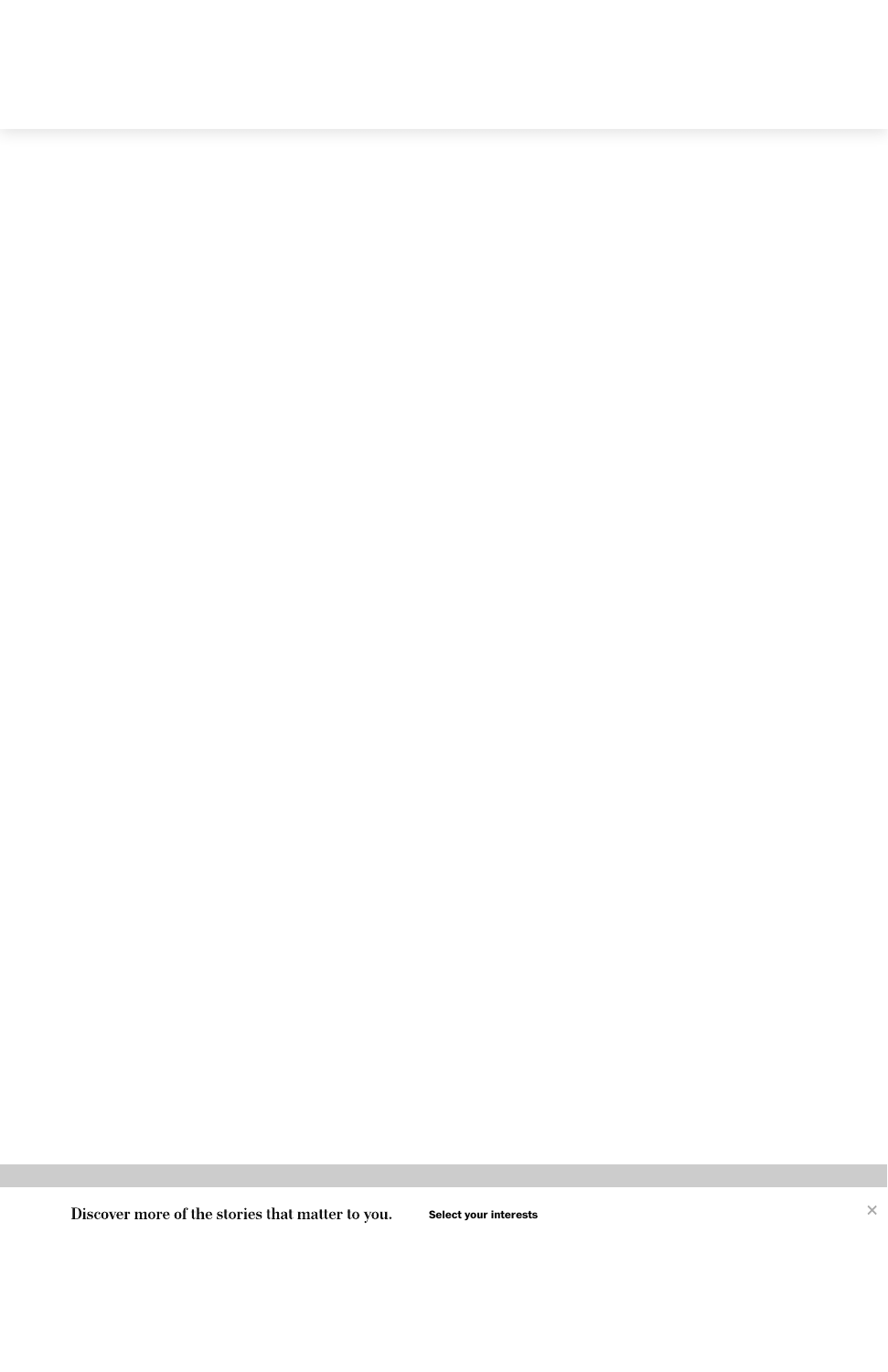Discover more of the stories that matter to you.

Select your interests